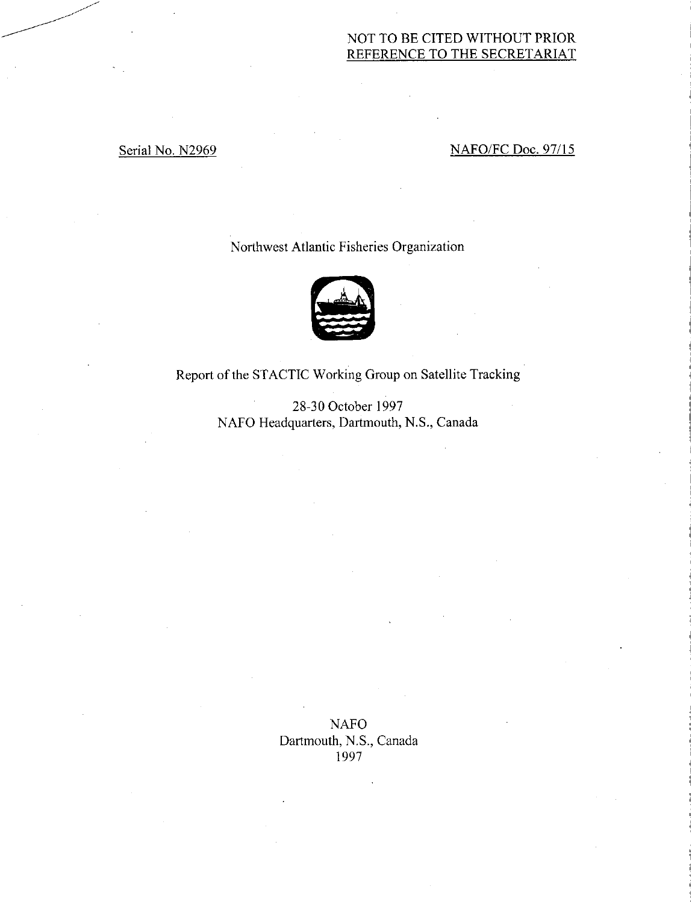NOT TO BE CITED WITHOUT PRIOR REFERENCE TO THE SECRETARIAT

Serial No. N2969

NAFO/FC Doc. 97/15

Northwest Atlantic Fisheries Organization

# Report of the STACTIC Working Group on Satellite Tracking

28-30 October 1997
NAFO Headquarters, Dartmouth, N.S., Canada

NAFO
Dartmouth, N.S., Canada
1997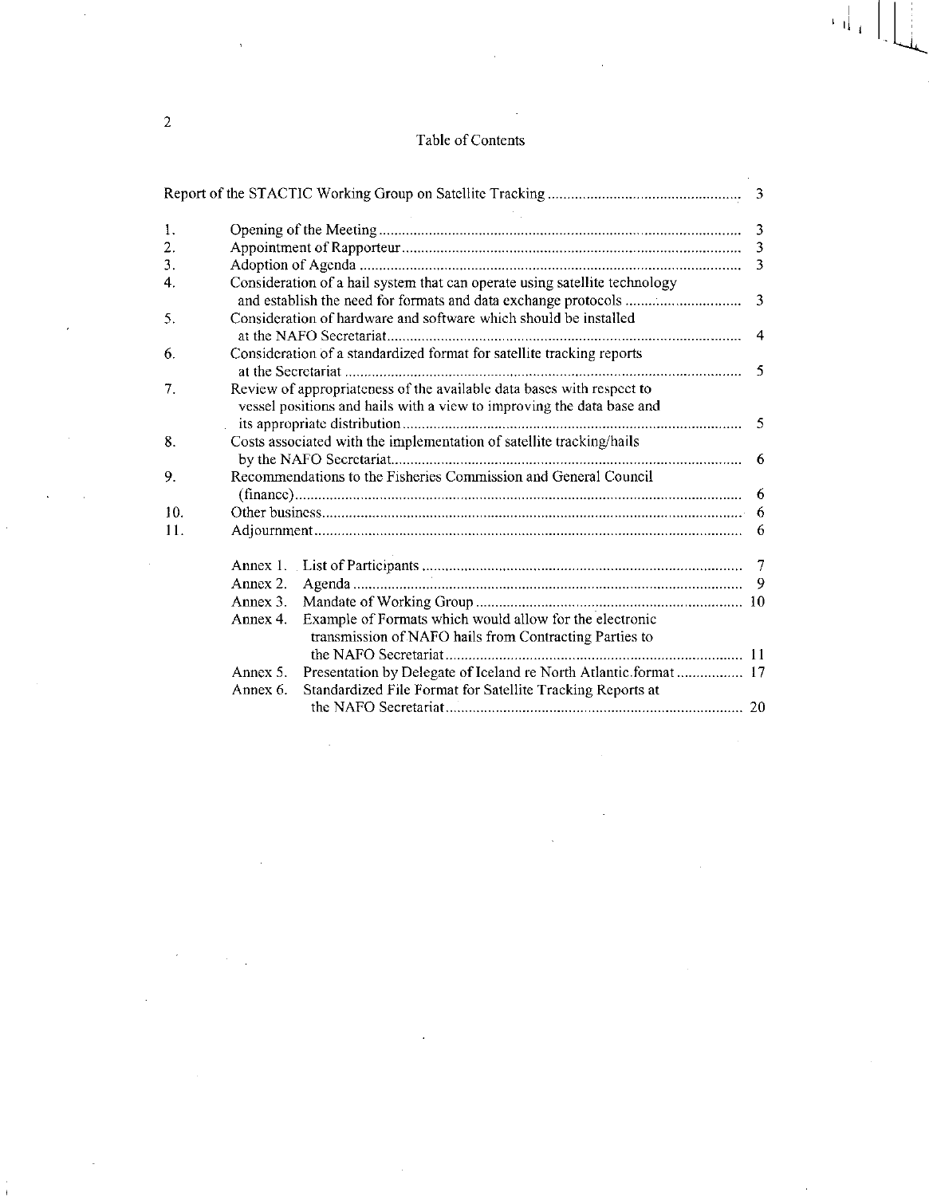# Table of Contents

| | | |
|---|---|---|
| Report of the STACTIC Working Group on Satellite Tracking | | 3 |
| 1. | Opening of the Meeting | 3 |
| 2. | Appointment of Rapporteur | 3 |
| 3. | Adoption of Agenda | 3 |
| 4. | Consideration of a hail system that can operate using satellite technology and establish the need for formats and data exchange protocols | 3 |
| 5. | Consideration of hardware and software which should be installed at the NAFO Secretariat | 4 |
| 6. | Consideration of a standardized format for satellite tracking reports at the Secretariat | 5 |
| 7. | Review of appropriateness of the available data bases with respect to vessel positions and hails with a view to improving the data base and its appropriate distribution | 5 |
| 8. | Costs associated with the implementation of satellite tracking/hails by the NAFO Secretariat | 6 |
| 9. | Recommendations to the Fisheries Commission and General Council (finance) | 6 |
| 10. | Other business | 6 |
| 11. | Adjournment | 6 |
| | Annex 1. List of Participants | 7 |
| | Annex 2. Agenda | 9 |
| | Annex 3. Mandate of Working Group | 10 |
| | Annex 4. Example of Formats which would allow for the electronic transmission of NAFO hails from Contracting Parties to the NAFO Secretariat | 11 |
| | Annex 5. Presentation by Delegate of Iceland re North Atlantic format | 17 |
| | Annex 6. Standardized File Format for Satellite Tracking Reports at the NAFO Secretariat | 20 |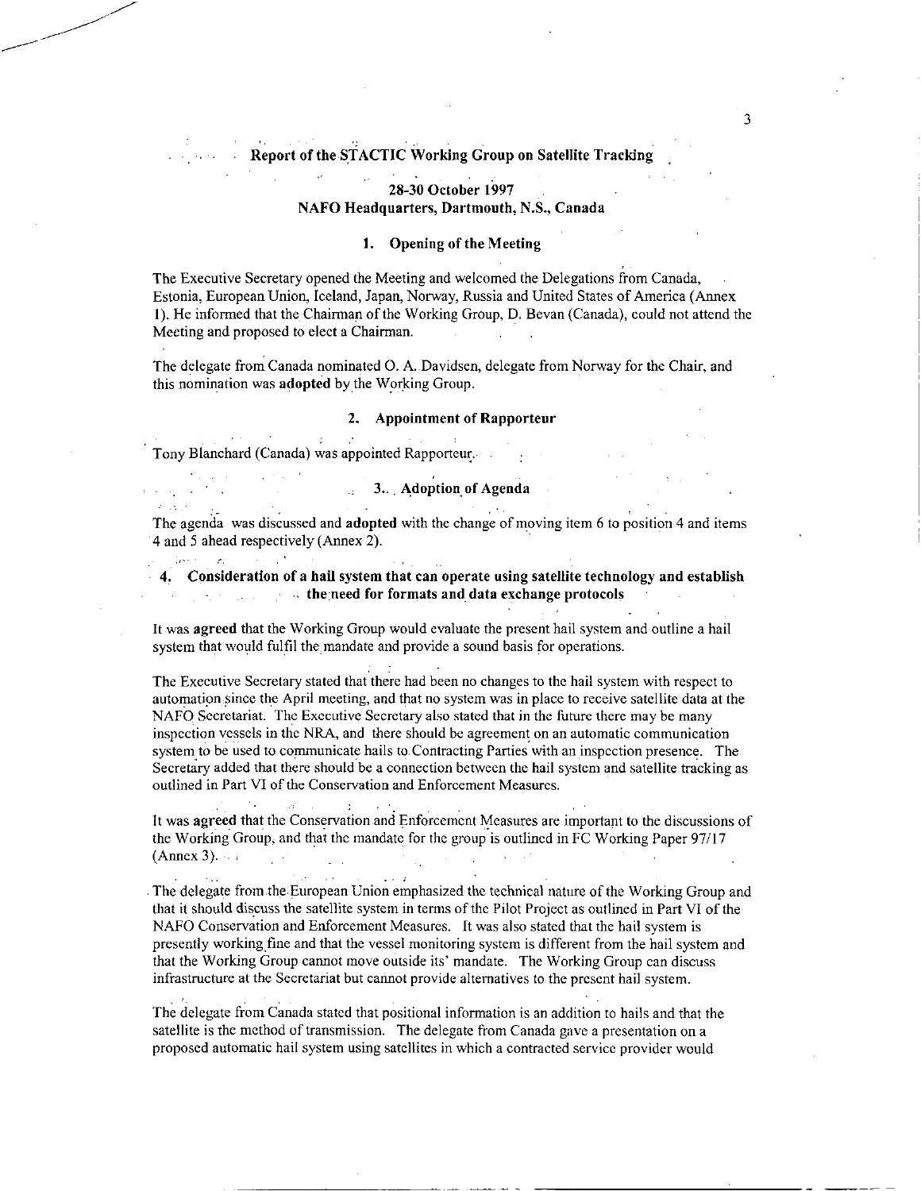# Report of the STACTIC Working Group on Satellite Tracking

**28-30 October 1997**
**NAFO Headquarters, Dartmouth, N.S., Canada**

## 1. Opening of the Meeting

The Executive Secretary opened the Meeting and welcomed the Delegations from Canada, Estonia, European Union, Iceland, Japan, Norway, Russia and United States of America (Annex 1). He informed that the Chairman of the Working Group, D. Bevan (Canada), could not attend the Meeting and proposed to elect a Chairman.

The delegate from Canada nominated O. A. Davidsen, delegate from Norway for the Chair, and this nomination was **adopted** by the Working Group.

## 2. Appointment of Rapporteur

Tony Blanchard (Canada) was appointed Rapporteur.

## 3. Adoption of Agenda

The agenda was discussed and **adopted** with the change of moving item 6 to position 4 and items 4 and 5 ahead respectively (Annex 2).

## 4. Consideration of a hail system that can operate using satellite technology and establish the need for formats and data exchange protocols

It was **agreed** that the Working Group would evaluate the present hail system and outline a hail system that would fulfil the mandate and provide a sound basis for operations.

The Executive Secretary stated that there had been no changes to the hail system with respect to automation since the April meeting, and that no system was in place to receive satellite data at the NAFO Secretariat. The Executive Secretary also stated that in the future there may be many inspection vessels in the NRA, and there should be agreement on an automatic communication system to be used to communicate hails to Contracting Parties with an inspection presence. The Secretary added that there should be a connection between the hail system and satellite tracking as outlined in Part VI of the Conservation and Enforcement Measures.

It was **agreed** that the Conservation and Enforcement Measures are important to the discussions of the Working Group, and that the mandate for the group is outlined in FC Working Paper 97/17 (Annex 3).

The delegate from the European Union emphasized the technical nature of the Working Group and that it should discuss the satellite system in terms of the Pilot Project as outlined in Part VI of the NAFO Conservation and Enforcement Measures. It was also stated that the hail system is presently working fine and that the vessel monitoring system is different from the hail system and that the Working Group cannot move outside its' mandate. The Working Group can discuss infrastructure at the Secretariat but cannot provide alternatives to the present hail system.

The delegate from Canada stated that positional information is an addition to hails and that the satellite is the method of transmission. The delegate from Canada gave a presentation on a proposed automatic hail system using satellites in which a contracted service provider would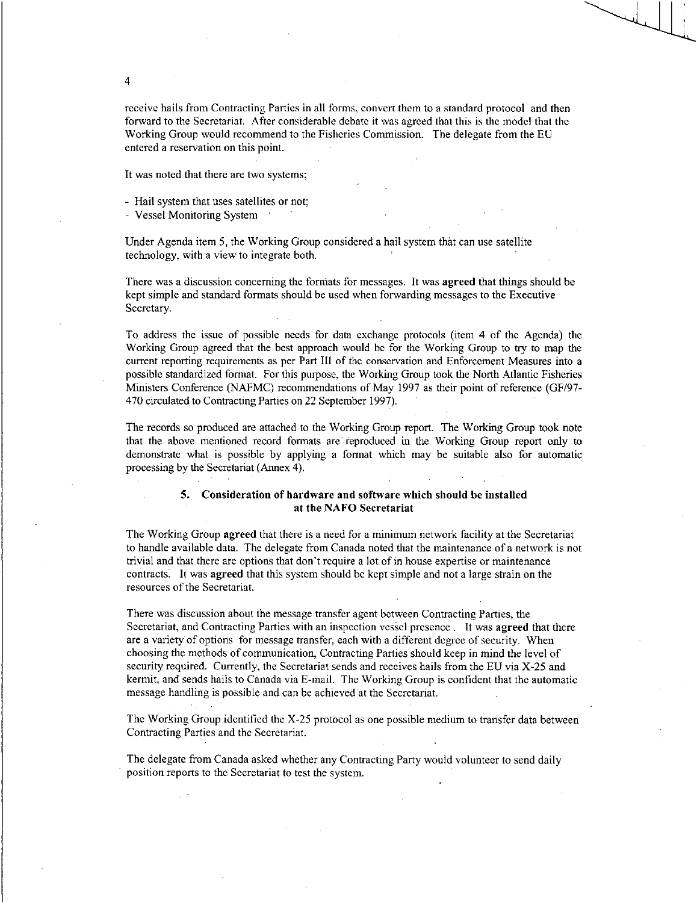receive hails from Contracting Parties in all forms, convert them to a standard protocol and then forward to the Secretariat. After considerable debate it was agreed that this is the model that the Working Group would recommend to the Fisheries Commission. The delegate from the EU entered a reservation on this point.

It was noted that there are two systems;

- Hail system that uses satellites or not;
- Vessel Monitoring System

Under Agenda item 5, the Working Group considered a hail system that can use satellite technology, with a view to integrate both.

There was a discussion concerning the formats for messages. It was **agreed** that things should be kept simple and standard formats should be used when forwarding messages to the Executive Secretary.

To address the issue of possible needs for data exchange protocols (item 4 of the Agenda) the Working Group agreed that the best approach would be for the Working Group to try to map the current reporting requirements as per Part III of the conservation and Enforcement Measures into a possible standardized format. For this purpose, the Working Group took the North Atlantic Fisheries Ministers Conference (NAFMC) recommendations of May 1997 as their point of reference (GF/97-470 circulated to Contracting Parties on 22 September 1997).

The records so produced are attached to the Working Group report. The Working Group took note that the above mentioned record formats are reproduced in the Working Group report only to demonstrate what is possible by applying a format which may be suitable also for automatic processing by the Secretariat (Annex 4).

## 5. Consideration of hardware and software which should be installed at the NAFO Secretariat

The Working Group **agreed** that there is a need for a minimum network facility at the Secretariat to handle available data. The delegate from Canada noted that the maintenance of a network is not trivial and that there are options that don't require a lot of in house expertise or maintenance contracts. It was **agreed** that this system should be kept simple and not a large strain on the resources of the Secretariat.

There was discussion about the message transfer agent between Contracting Parties, the Secretariat, and Contracting Parties with an inspection vessel presence . It was **agreed** that there are a variety of options for message transfer, each with a different degree of security. When choosing the methods of communication, Contracting Parties should keep in mind the level of security required. Currently, the Secretariat sends and receives hails from the EU via X-25 and kermit, and sends hails to Canada via E-mail. The Working Group is confident that the automatic message handling is possible and can be achieved at the Secretariat.

The Working Group identified the X-25 protocol as one possible medium to transfer data between Contracting Parties and the Secretariat.

The delegate from Canada asked whether any Contracting Party would volunteer to send daily position reports to the Secretariat to test the system.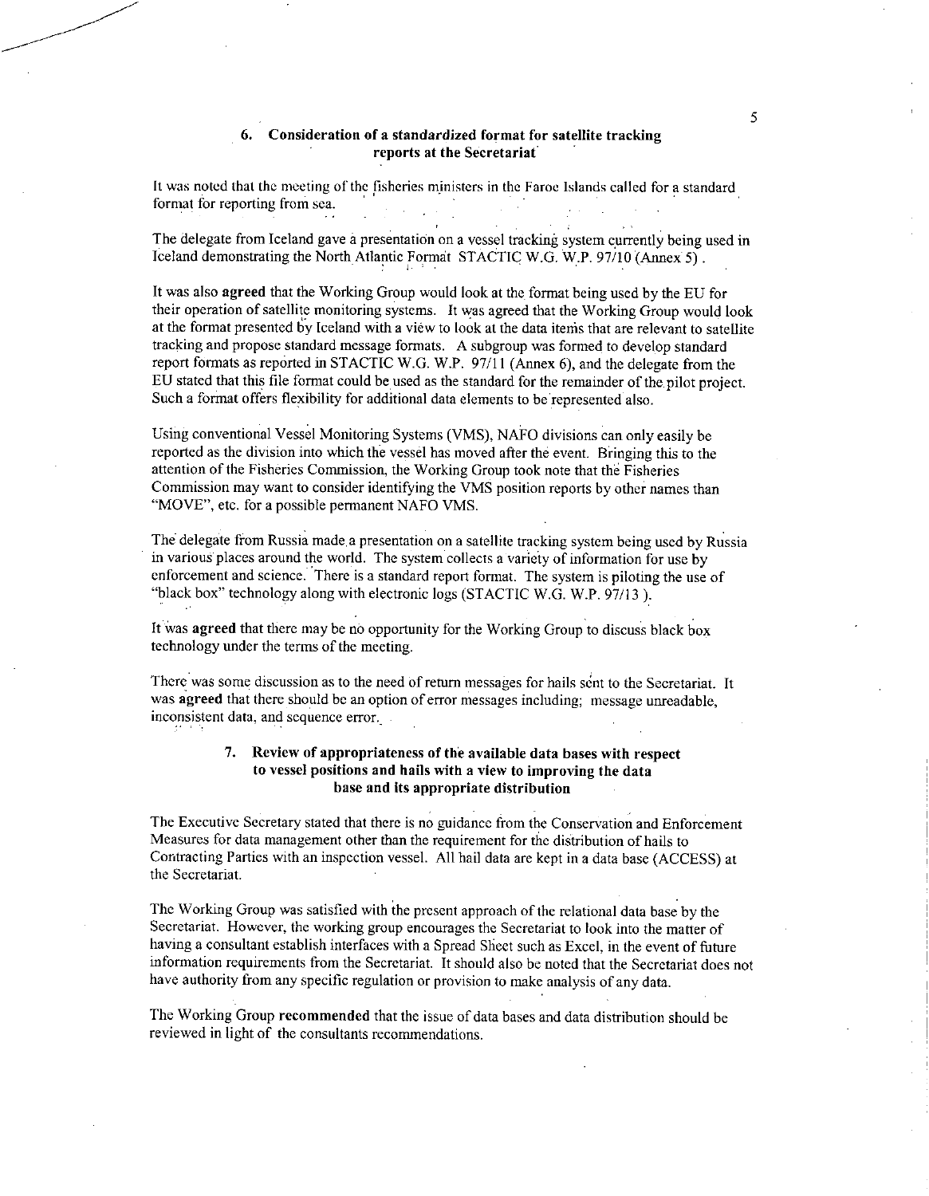### 6. Consideration of a standardized format for satellite tracking reports at the Secretariat

It was noted that the meeting of the fisheries ministers in the Faroe Islands called for a standard format for reporting from sea.

The delegate from Iceland gave a presentation on a vessel tracking system currently being used in Iceland demonstrating the North Atlantic Format STACTIC W.G. W.P. 97/10 (Annex 5).

It was also **agreed** that the Working Group would look at the format being used by the EU for their operation of satellite monitoring systems. It was agreed that the Working Group would look at the format presented by Iceland with a view to look at the data items that are relevant to satellite tracking and propose standard message formats. A subgroup was formed to develop standard report formats as reported in STACTIC W.G. W.P. 97/11 (Annex 6), and the delegate from the EU stated that this file format could be used as the standard for the remainder of the pilot project. Such a format offers flexibility for additional data elements to be represented also.

Using conventional Vessel Monitoring Systems (VMS), NAFO divisions can only easily be reported as the division into which the vessel has moved after the event. Bringing this to the attention of the Fisheries Commission, the Working Group took note that the Fisheries Commission may want to consider identifying the VMS position reports by other names than "MOVE", etc. for a possible permanent NAFO VMS.

The delegate from Russia made a presentation on a satellite tracking system being used by Russia in various places around the world. The system collects a variety of information for use by enforcement and science. There is a standard report format. The system is piloting the use of "black box" technology along with electronic logs (STACTIC W.G. W.P. 97/13 ).

It was **agreed** that there may be no opportunity for the Working Group to discuss black box technology under the terms of the meeting.

There was some discussion as to the need of return messages for hails sent to the Secretariat. It was **agreed** that there should be an option of error messages including; message unreadable, inconsistent data, and sequence error.

### 7. Review of appropriateness of the available data bases with respect to vessel positions and hails with a view to improving the data base and its appropriate distribution

The Executive Secretary stated that there is no guidance from the Conservation and Enforcement Measures for data management other than the requirement for the distribution of hails to Contracting Parties with an inspection vessel. All hail data are kept in a data base (ACCESS) at the Secretariat.

The Working Group was satisfied with the present approach of the relational data base by the Secretariat. However, the working group encourages the Secretariat to look into the matter of having a consultant establish interfaces with a Spread Sheet such as Excel, in the event of future information requirements from the Secretariat. It should also be noted that the Secretariat does not have authority from any specific regulation or provision to make analysis of any data.

The Working Group **recommended** that the issue of data bases and data distribution should be reviewed in light of the consultants recommendations.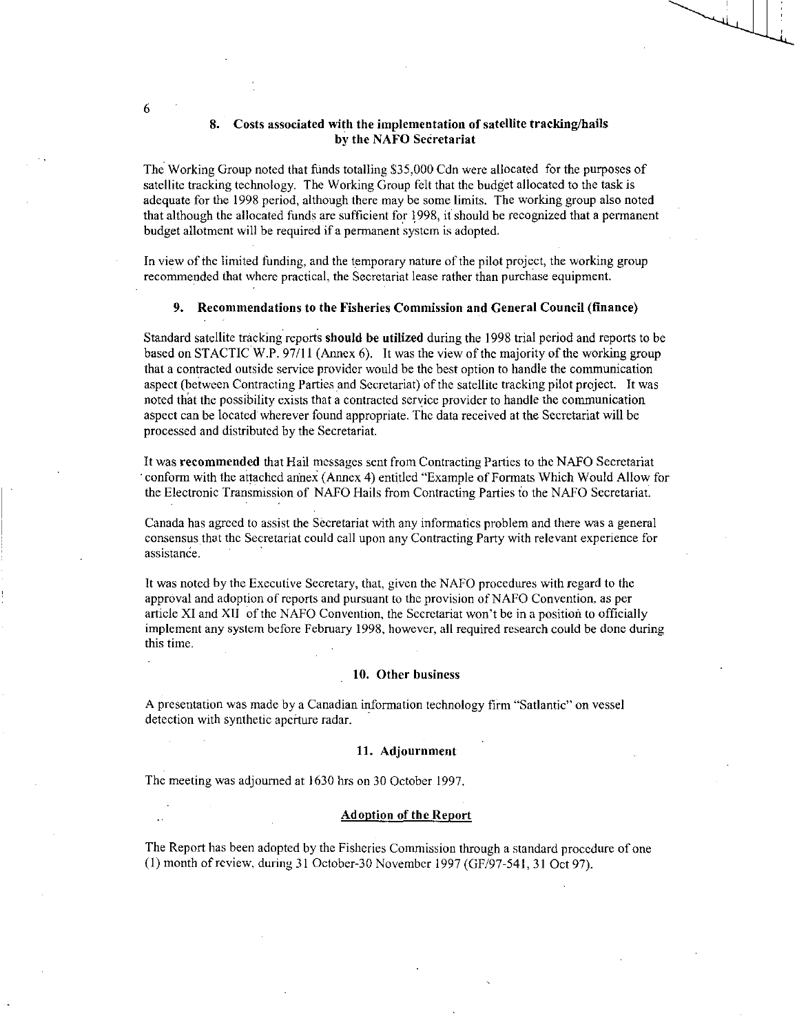## 8. Costs associated with the implementation of satellite tracking/hails by the NAFO Secretariat

The Working Group noted that funds totalling $35,000 Cdn were allocated for the purposes of satellite tracking technology. The Working Group felt that the budget allocated to the task is adequate for the 1998 period, although there may be some limits. The working group also noted that although the allocated funds are sufficient for 1998, it should be recognized that a permanent budget allotment will be required if a permanent system is adopted.

In view of the limited funding, and the temporary nature of the pilot project, the working group recommended that where practical, the Secretariat lease rather than purchase equipment.

## 9. Recommendations to the Fisheries Commission and General Council (finance)

Standard satellite tracking reports **should be utilized** during the 1998 trial period and reports to be based on STACTIC W.P. 97/11 (Annex 6). It was the view of the majority of the working group that a contracted outside service provider would be the best option to handle the communication aspect (between Contracting Parties and Secretariat) of the satellite tracking pilot project. It was noted that the possibility exists that a contracted service provider to handle the communication aspect can be located wherever found appropriate. The data received at the Secretariat will be processed and distributed by the Secretariat.

It was **recommended** that Hail messages sent from Contracting Parties to the NAFO Secretariat conform with the attached annex (Annex 4) entitled "Example of Formats Which Would Allow for the Electronic Transmission of NAFO Hails from Contracting Parties to the NAFO Secretariat.

Canada has agreed to assist the Secretariat with any informatics problem and there was a general consensus that the Secretariat could call upon any Contracting Party with relevant experience for assistance.

It was noted by the Executive Secretary, that, given the NAFO procedures with regard to the approval and adoption of reports and pursuant to the provision of NAFO Convention, as per article XI and XII of the NAFO Convention, the Secretariat won't be in a position to officially implement any system before February 1998, however, all required research could be done during this time.

## 10. Other business

A presentation was made by a Canadian information technology firm "Satlantic" on vessel detection with synthetic aperture radar.

## 11. Adjournment

The meeting was adjourned at 1630 hrs on 30 October 1997.

## Adoption of the Report

The Report has been adopted by the Fisheries Commission through a standard procedure of one (1) month of review, during 31 October-30 November 1997 (GF/97-541, 31 Oct 97).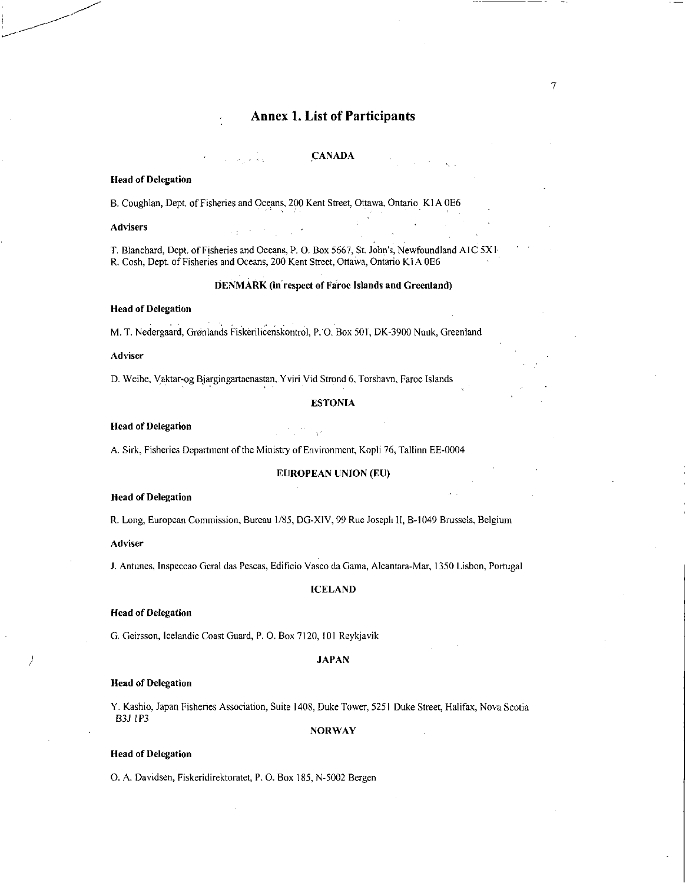# Annex 1. List of Participants

## CANADA

**Head of Delegation**

B. Coughlan, Dept. of Fisheries and Oceans, 200 Kent Street, Ottawa, Ontario K1A 0E6

**Advisers**

T. Blanchard, Dept. of Fisheries and Oceans, P. O. Box 5667, St. John's, Newfoundland A1C 5X1
R. Cosh, Dept. of Fisheries and Oceans, 200 Kent Street, Ottawa, Ontario K1A 0E6

## DENMARK (in respect of Faroe Islands and Greenland)

**Head of Delegation**

M. T. Nedergaard, Grønlands Fiskerilicenskontrol, P. O. Box 501, DK-3900 Nuuk, Greenland

**Adviser**

D. Weihe, Vaktar-og Bjargingartaenastan, Yviri Vid Strond 6, Torshavn, Faroe Islands

## ESTONIA

**Head of Delegation**

A. Sirk, Fisheries Department of the Ministry of Environment, Kopli 76, Tallinn EE-0004

## EUROPEAN UNION (EU)

**Head of Delegation**

R. Long, European Commission, Bureau 1/85, DG-XIV, 99 Rue Joseph II, B-1049 Brussels, Belgium

**Adviser**

J. Antunes, Inspeccao Geral das Pescas, Edificio Vasco da Gama, Alcantara-Mar, 1350 Lisbon, Portugal

## ICELAND

**Head of Delegation**

G. Geirsson, Icelandic Coast Guard, P. O. Box 7120, 101 Reykjavik

## JAPAN

**Head of Delegation**

Y. Kashio, Japan Fisheries Association, Suite 1408, Duke Tower, 5251 Duke Street, Halifax, Nova Scotia B3J 1P3

## NORWAY

**Head of Delegation**

O. A. Davidsen, Fiskeridirektoratet, P. O. Box 185, N-5002 Bergen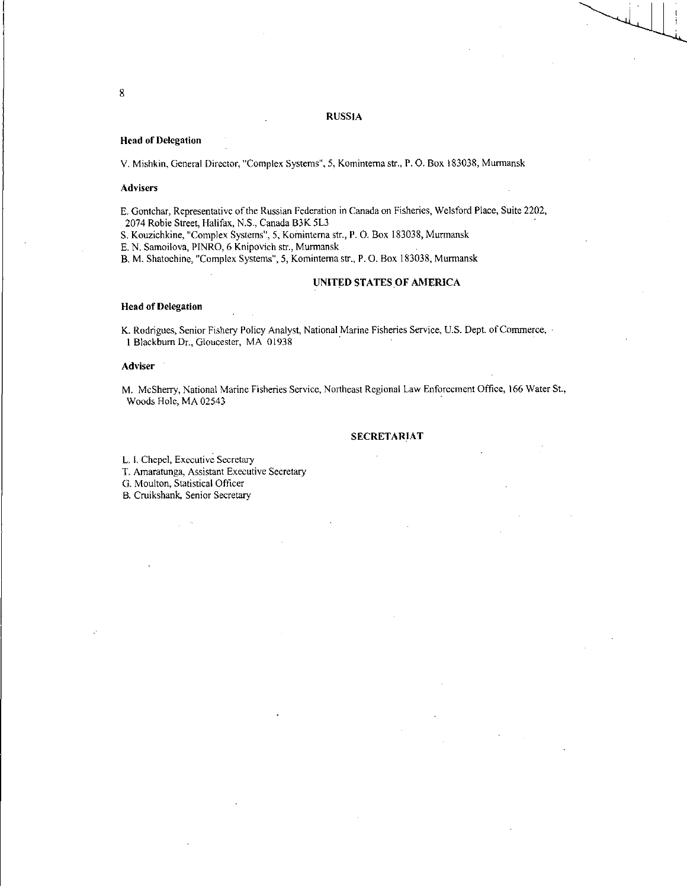## RUSSIA

**Head of Delegation**

V. Mishkin, General Director, "Complex Systems", 5, Kominterna str., P. O. Box 183038, Murmansk

**Advisers**

E. Gontchar, Representative of the Russian Federation in Canada on Fisheries, Welsford Place, Suite 2202, 2074 Robie Street, Halifax, N.S., Canada B3K 5L3
S. Kouzichkine, "Complex Systems", 5, Kominterna str., P. O. Box 183038, Murmansk
E. N. Samoilova, PINRO, 6 Knipovich str., Murmansk
B. M. Shatochine, "Complex Systems", 5, Kominterna str., P. O. Box 183038, Murmansk

## UNITED STATES OF AMERICA

**Head of Delegation**

K. Rodrigues, Senior Fishery Policy Analyst, National Marine Fisheries Service, U.S. Dept. of Commerce, 1 Blackburn Dr., Gloucester, MA 01938

**Adviser**

M. McSherry, National Marine Fisheries Service, Northeast Regional Law Enforcement Office, 166 Water St., Woods Hole, MA 02543

## SECRETARIAT

L. I. Chepel, Executive Secretary
T. Amaratunga, Assistant Executive Secretary
G. Moulton, Statistical Officer
B. Cruikshank, Senior Secretary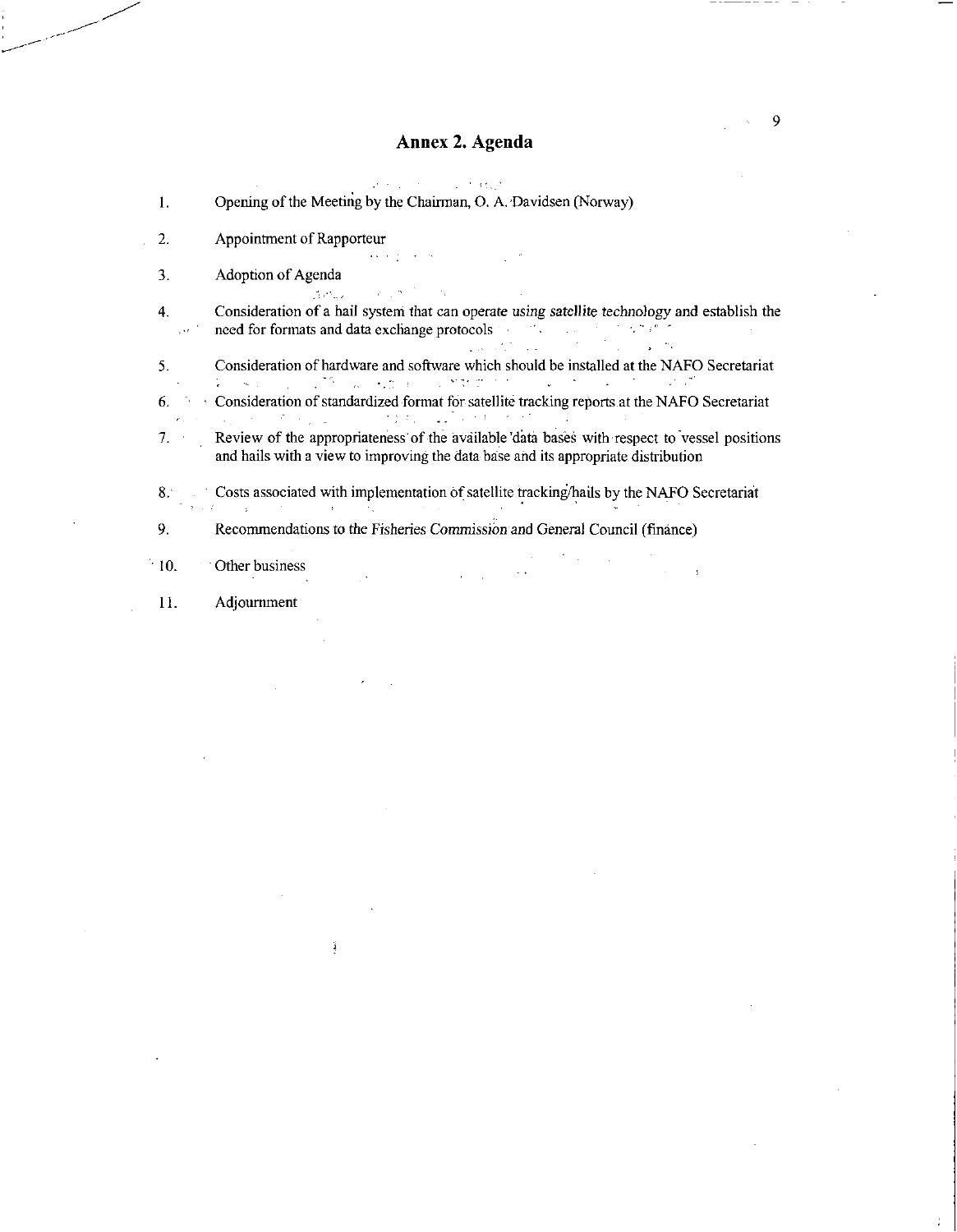## Annex 2. Agenda

1. Opening of the Meeting by the Chairman, O. A. Davidsen (Norway)
2. Appointment of Rapporteur
3. Adoption of Agenda
4. Consideration of a hail system that can operate using satellite technology and establish the need for formats and data exchange protocols
5. Consideration of hardware and software which should be installed at the NAFO Secretariat
6. Consideration of standardized format for satellite tracking reports at the NAFO Secretariat
7. Review of the appropriateness of the available data bases with respect to vessel positions and hails with a view to improving the data base and its appropriate distribution
8. Costs associated with implementation of satellite tracking/hails by the NAFO Secretariat
9. Recommendations to the Fisheries Commission and General Council (finance)
10. Other business
11. Adjournment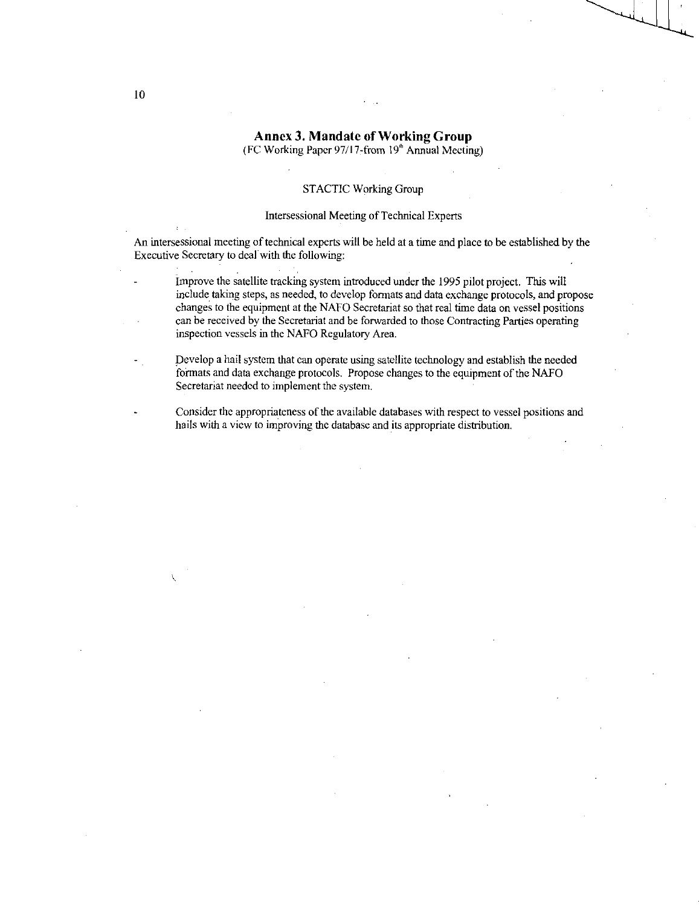## Annex 3. Mandate of Working Group

(FC Working Paper 97/17-from 19th Annual Meeting)

STACTIC Working Group

Intersessional Meeting of Technical Experts

An intersessional meeting of technical experts will be held at a time and place to be established by the Executive Secretary to deal with the following:

- Improve the satellite tracking system introduced under the 1995 pilot project. This will include taking steps, as needed, to develop formats and data exchange protocols, and propose changes to the equipment at the NAFO Secretariat so that real time data on vessel positions can be received by the Secretariat and be forwarded to those Contracting Parties operating inspection vessels in the NAFO Regulatory Area.

- Develop a hail system that can operate using satellite technology and establish the needed formats and data exchange protocols. Propose changes to the equipment of the NAFO Secretariat needed to implement the system.

- Consider the appropriateness of the available databases with respect to vessel positions and hails with a view to improving the database and its appropriate distribution.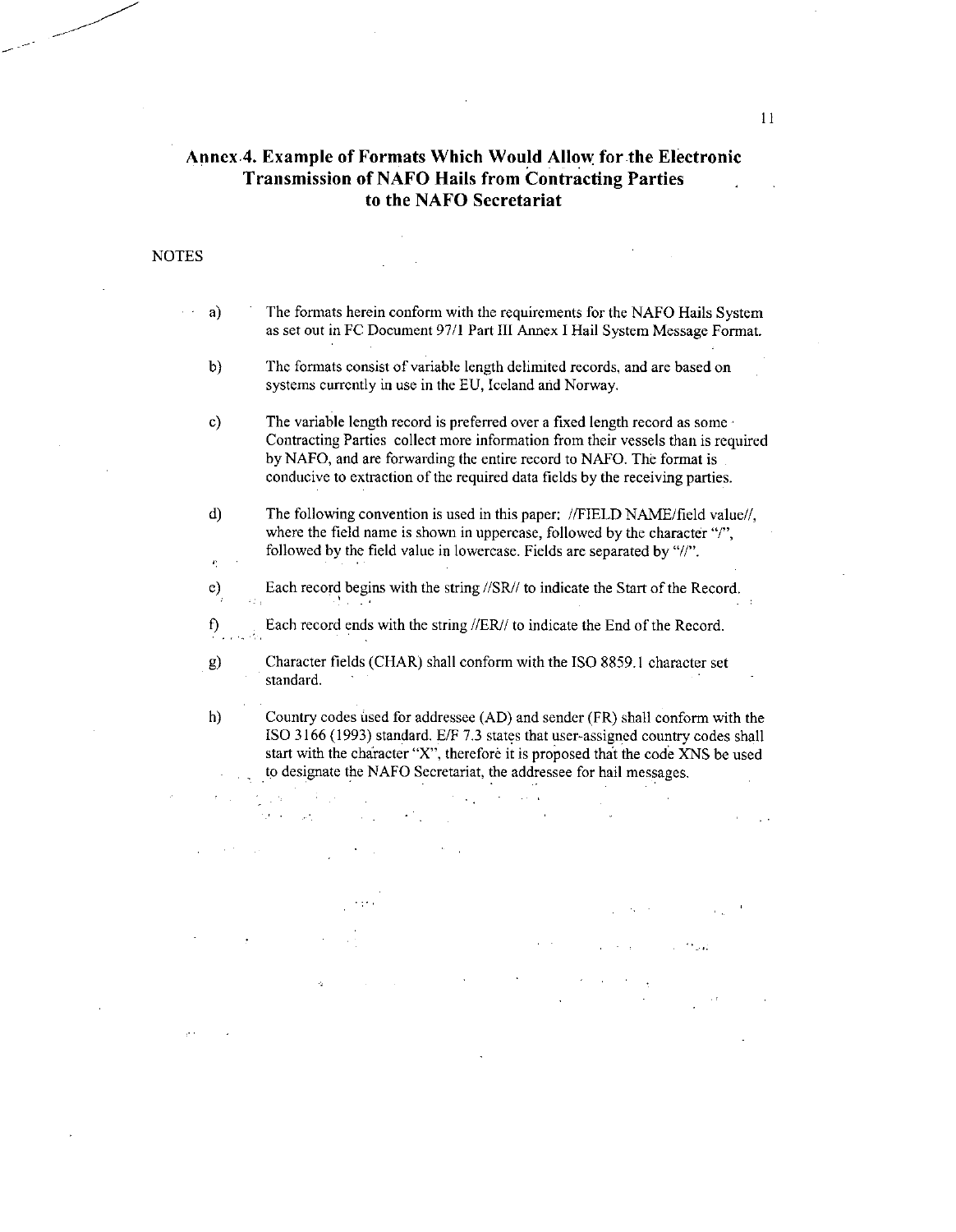## Annex 4. Example of Formats Which Would Allow for the Electronic Transmission of NAFO Hails from Contracting Parties to the NAFO Secretariat

NOTES

a) The formats herein conform with the requirements for the NAFO Hails System as set out in FC Document 97/1 Part III Annex I Hail System Message Format.

b) The formats consist of variable length delimited records, and are based on systems currently in use in the EU, Iceland and Norway.

c) The variable length record is preferred over a fixed length record as some Contracting Parties collect more information from their vessels than is required by NAFO, and are forwarding the entire record to NAFO. The format is conducive to extraction of the required data fields by the receiving parties.

d) The following convention is used in this paper: //FIELD NAME/field value//, where the field name is shown in uppercase, followed by the character "/", followed by the field value in lowercase. Fields are separated by "//".

e) Each record begins with the string //SR// to indicate the Start of the Record.

f) Each record ends with the string //ER// to indicate the End of the Record.

g) Character fields (CHAR) shall conform with the ISO 8859.1 character set standard.

h) Country codes used for addressee (AD) and sender (FR) shall conform with the ISO 3166 (1993) standard. E/F 7.3 states that user-assigned country codes shall start with the character "X", therefore it is proposed that the code XNS be used to designate the NAFO Secretariat, the addressee for hail messages.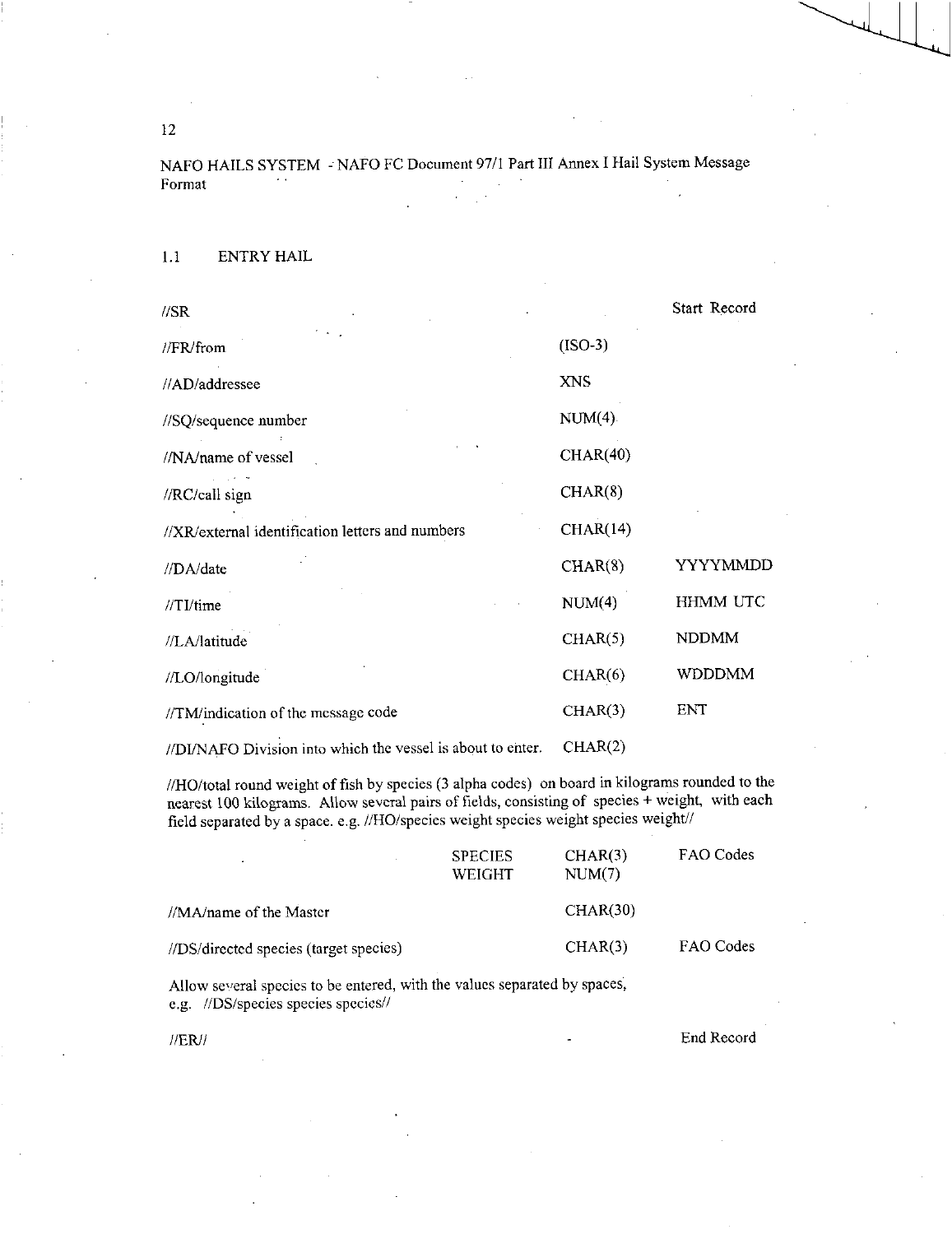NAFO HAILS SYSTEM - NAFO FC Document 97/1 Part III Annex I Hail System Message Format

## 1.1 ENTRY HAIL

| | | |
|---|---|---|
| //SR | | Start Record |
| //FR/from | (ISO-3) | |
| //AD/addressee | XNS | |
| //SQ/sequence number | NUM(4) | |
| //NA/name of vessel | CHAR(40) | |
| //RC/call sign | CHAR(8) | |
| //XR/external identification letters and numbers | CHAR(14) | |
| //DA/date | CHAR(8) | YYYYMMDD |
| //TI/time | NUM(4) | HHMM UTC |
| //LA/latitude | CHAR(5) | NDDMM |
| //LO/longitude | CHAR(6) | WDDDMM |
| //TM/indication of the message code | CHAR(3) | ENT |
| //DI/NAFO Division into which the vessel is about to enter. | CHAR(2) | |

//HO/total round weight of fish by species (3 alpha codes) on board in kilograms rounded to the nearest 100 kilograms. Allow several pairs of fields, consisting of species + weight, with each field separated by a space. e.g. //HO/species weight species weight species weight//

| | | | |
|---|---|---|---|
| | SPECIES | CHAR(3) | FAO Codes |
| | WEIGHT | NUM(7) | |
| //MA/name of the Master | | CHAR(30) | |
| //DS/directed species (target species) | | CHAR(3) | FAO Codes |

Allow several species to be entered, with the values separated by spaces, e.g. //DS/species species species//

| | |
|---|---|
| //ER// | End Record |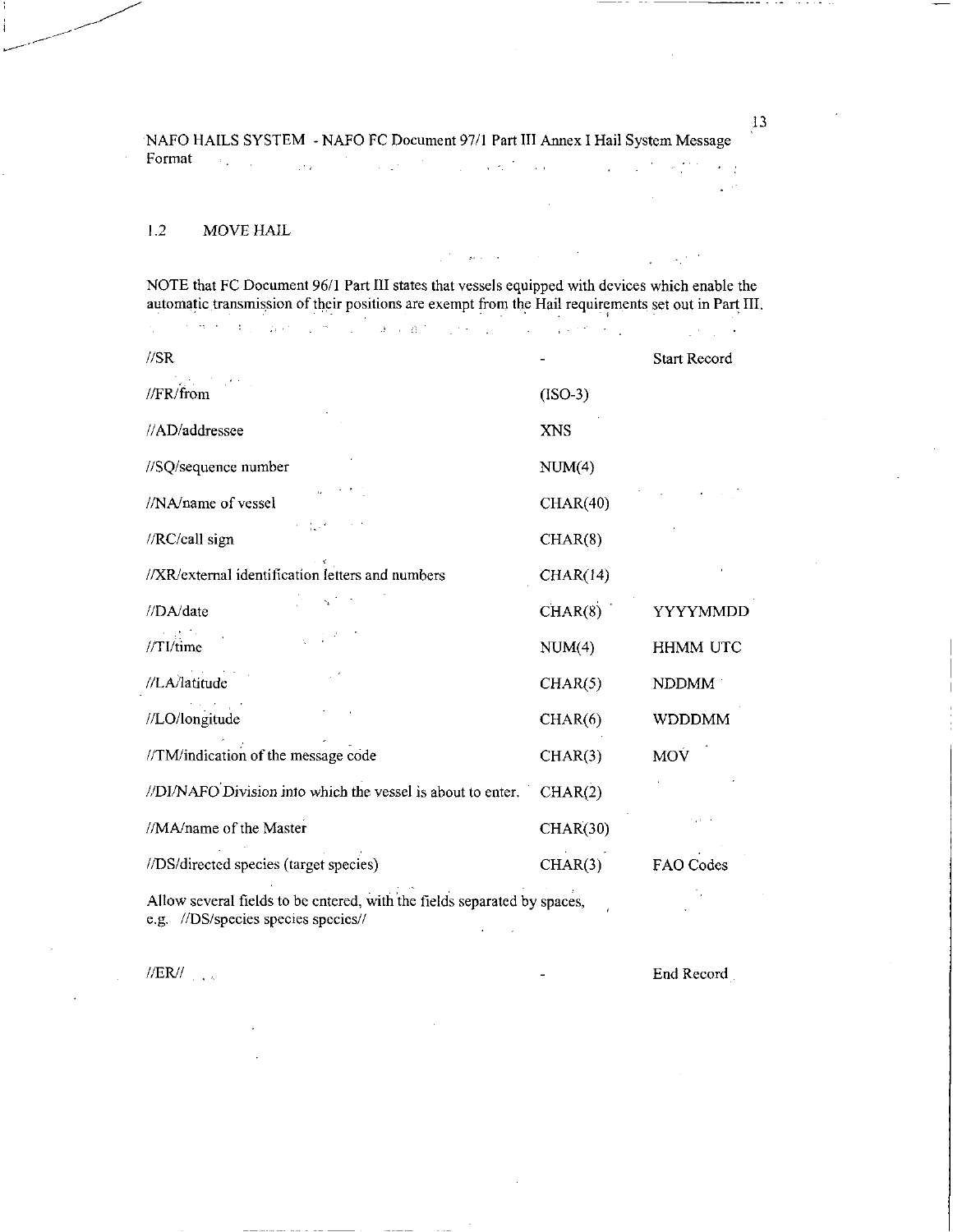NAFO HAILS SYSTEM - NAFO FC Document 97/1 Part III Annex I Hail System Message Format

## 1.2 MOVE HAIL

NOTE that FC Document 96/1 Part III states that vessels equipped with devices which enable the automatic transmission of their positions are exempt from the Hail requirements set out in Part III.

| | | |
|---|---|---|
| //SR | - | Start Record |
| //FR/from | (ISO-3) | |
| //AD/addressee | XNS | |
| //SQ/sequence number | NUM(4) | |
| //NA/name of vessel | CHAR(40) | |
| //RC/call sign | CHAR(8) | |
| //XR/external identification letters and numbers | CHAR(14) | |
| //DA/date | CHAR(8) | YYYYMMDD |
| //TI/time | NUM(4) | HHMM UTC |
| //LA/latitude | CHAR(5) | NDDMM |
| //LO/longitude | CHAR(6) | WDDDMM |
| //TM/indication of the message code | CHAR(3) | MOV |
| //DI/NAFO Division into which the vessel is about to enter. | CHAR(2) | |
| //MA/name of the Master | CHAR(30) | |
| //DS/directed species (target species) | CHAR(3) | FAO Codes |

Allow several fields to be entered, with the fields separated by spaces, e.g. //DS/species species species//

| | | |
|---|---|---|
| //ER// | - | End Record |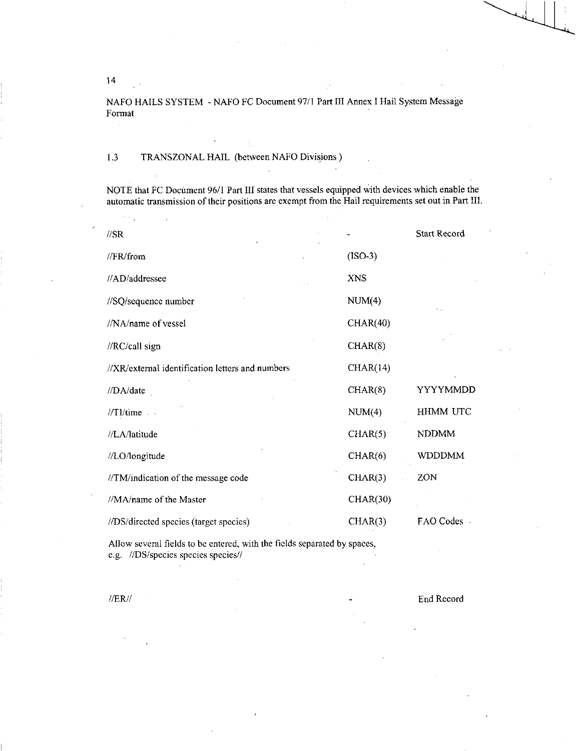NAFO HAILS SYSTEM - NAFO FC Document 97/1 Part III Annex I Hail System Message Format

## 1.3 TRANSZONAL HAIL (between NAFO Divisions)

NOTE that FC Document 96/1 Part III states that vessels equipped with devices which enable the automatic transmission of their positions are exempt from the Hail requirements set out in Part III.

| | | |
|---|---|---|
| //SR | - | Start Record |
| //FR/from | (ISO-3) | |
| //AD/addressee | XNS | |
| //SQ/sequence number | NUM(4) | |
| //NA/name of vessel | CHAR(40) | |
| //RC/call sign | CHAR(8) | |
| //XR/external identification letters and numbers | CHAR(14) | |
| //DA/date | CHAR(8) | YYYYMMDD |
| //TI/time | NUM(4) | HHMM UTC |
| //LA/latitude | CHAR(5) | NDDMM |
| //LO/longitude | CHAR(6) | WDDDMM |
| //TM/indication of the message code | CHAR(3) | ZON |
| //MA/name of the Master | CHAR(30) | |
| //DS/directed species (target species) | CHAR(3) | FAO Codes |

Allow several fields to be entered, with the fields separated by spaces, e.g. //DS/species species species//

| | | |
|---|---|---|
| //ER// | - | End Record |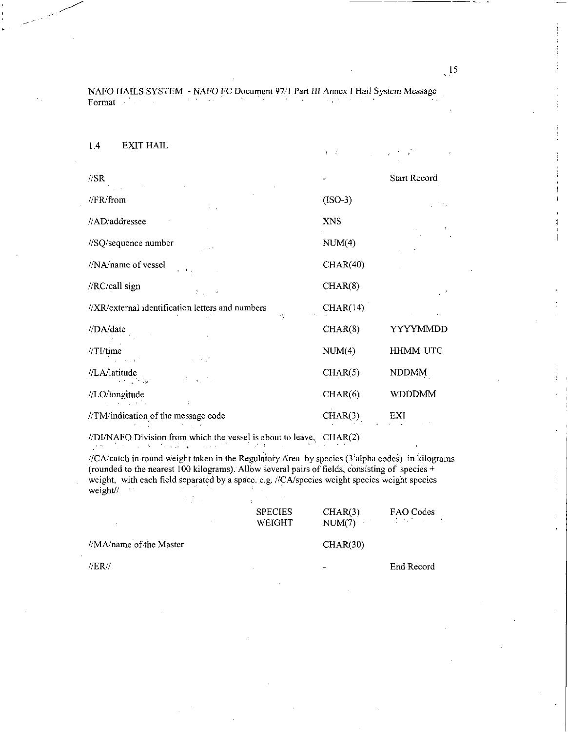NAFO HAILS SYSTEM - NAFO FC Document 97/1 Part III Annex I Hail System Message Format

## 1.4 EXIT HAIL

| | | |
|---|---|---|
| //SR | - | Start Record |
| //FR/from | (ISO-3) | |
| //AD/addressee | XNS | |
| //SQ/sequence number | NUM(4) | |
| //NA/name of vessel | CHAR(40) | |
| //RC/call sign | CHAR(8) | |
| //XR/external identification letters and numbers | CHAR(14) | |
| //DA/date | CHAR(8) | YYYYMMDD |
| //TI/time | NUM(4) | HHMM UTC |
| //LA/latitude | CHAR(5) | NDDMM |
| //LO/longitude | CHAR(6) | WDDDMM |
| //TM/indication of the message code | CHAR(3) | EXI |
| //DI/NAFO Division from which the vessel is about to leave. | CHAR(2) | |

//CA/catch in round weight taken in the Regulatory Area by species (3 alpha codes) in kilograms (rounded to the nearest 100 kilograms). Allow several pairs of fields, consisting of species + weight, with each field separated by a space. e.g. //CA/species weight species weight species weight//

| | | | |
|---|---|---|---|
| | SPECIES | CHAR(3) | FAO Codes |
| | WEIGHT | NUM(7) | |

| | | |
|---|---|---|
| //MA/name of the Master | CHAR(30) | |
| //ER// | - | End Record |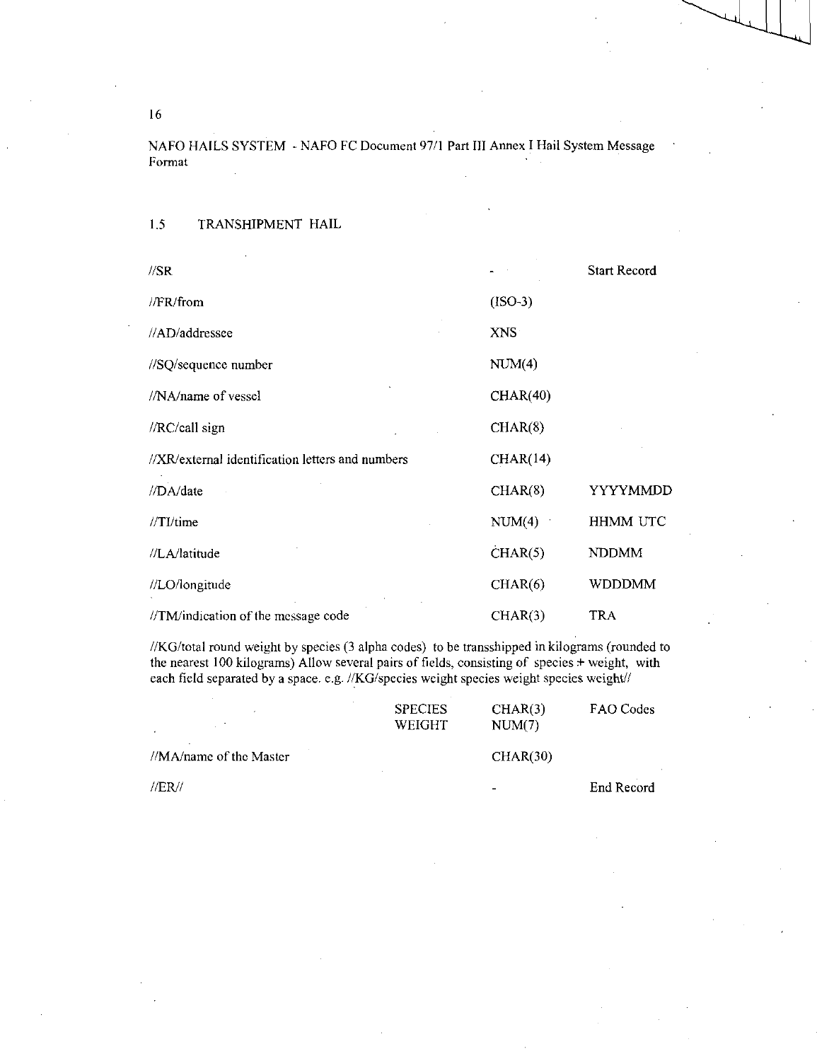NAFO HAILS SYSTEM - NAFO FC Document 97/1 Part III Annex I Hail System Message Format

## 1.5 TRANSHIPMENT HAIL

| | | |
|---|---|---|
| //SR | - | Start Record |
| //FR/from | (ISO-3) | |
| //AD/addressee | XNS | |
| //SQ/sequence number | NUM(4) | |
| //NA/name of vessel | CHAR(40) | |
| //RC/call sign | CHAR(8) | |
| //XR/external identification letters and numbers | CHAR(14) | |
| //DA/date | CHAR(8) | YYYYMMDD |
| //TI/time | NUM(4) | HHMM UTC |
| //LA/latitude | CHAR(5) | NDDMM |
| //LO/longitude | CHAR(6) | WDDDMM |
| //TM/indication of the message code | CHAR(3) | TRA |

//KG/total round weight by species (3 alpha codes) to be transshipped in kilograms (rounded to the nearest 100 kilograms) Allow several pairs of fields, consisting of species + weight, with each field separated by a space. e.g. //KG/species weight species weight species weight//

| | | | |
|---|---|---|---|
| | SPECIES | CHAR(3) | FAO Codes |
| | WEIGHT | NUM(7) | |
| //MA/name of the Master | | CHAR(30) | |
| //ER// | | - | End Record |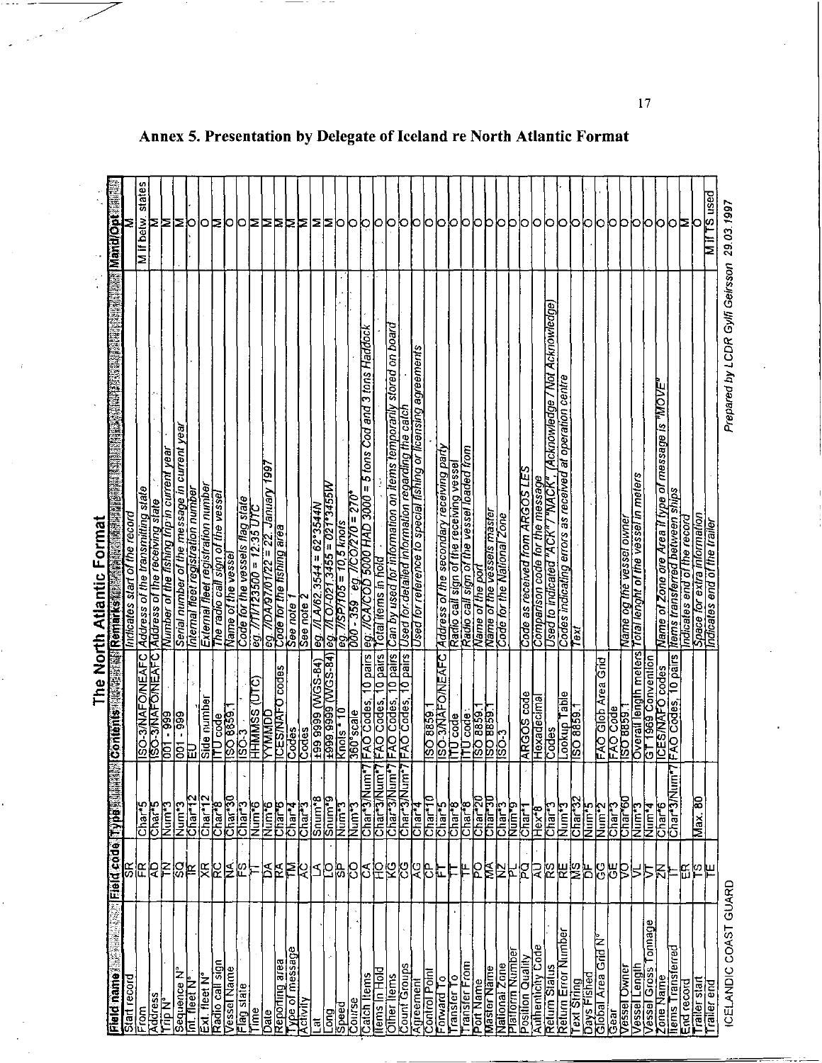## Annex 5. Presentation by Delegate of Iceland re North Atlantic Format

### The North Atlantic Format

| Field name | Field code | Type | Contents | Remarks | Mand/Opt |
|---|---|---|---|---|---|
| Start record | SR | | | Indicates start of the record | M |
| From | FR | Char*5 | ISO-3/NAFO/NEAFC | Address of the transmitting state | M if belw. states |
| Address | AD | Char*5 | ISO-3/NAFO/NEAFC | Address of the receiving state | M |
| Trip N° | TN | Num*3 | 001 - 999 | Number of the fishing trip in current year | M |
| Sequence N° | SQ | Num*3 | 001 - 999 | Serial number of the message in current year | M |
| Int. fleet N° | IR | Char*12 | EU | Internal fleet registration number | O |
| Ext. fleet N° | XR | Char*12 | Side number | External fleet registration number | O |
| Radio call sign | RC | Char*8 | ITU code | The radio call sign of the vessel | M |
| Vessel Name | NA | Char*30 | ISO 8859.1 | Name of the vessel | O |
| Flag state | FS | Char*3 | ISO-3 | Code for the vessels flag state | O |
| Time | TI | Num*6 | HHMMSS (UTC) | eg. //TI/123500 = 12:35 UTC | M |
| Date | DA | Num*6 | YYMMDD | eg. //DA/97/01/22 = 22. January 1997 | M |
| Reporting area | RA | Char*6 | ICES/NAFO codes | Code for the fishing area | M |
| Type of message | TM | Char*4 | Codes | See note 1 | M |
| Activity | AC | Char*3 | Codes | See note 2 | O |
| Lat | LA | Snum*8 | ±99.9999 (WGS-84) | eg. //LA/62.3544 = 62°3544N | M |
| Long | LO | Snum*9 | ±999.9999 (WGS-84) | eg. //LO/-021.3455 = 021°3455W | M |
| Speed | SP | Num*3 | Knots * 10 | eg. //SP/105 = 10,5 knots | O |
| Course | CO | Num*3 | 360°scale | 000 - 359 eg. //CO/270 = 270° | O |
| Catch Items | CA | Char*3/Num*7 | FAO Codes, 10 pairs | eg. //CA/COD 5000 HAD 3000 = 5 tons Cod and 3 tons Haddock | O |
| Items in Hold | HO | Char*3/Num*7 | FAO Codes, 10 pairs | Total items in hold | O |
| Other Items | KG | Char*3/Num*7 | FAO Codes, 10 pairs | Can by used for information on items temporarily stored on board | O |
| Count Groups | CG | Char*3/Num*7 | FAO Codes, 10 pairs | Used for detailed information regarding the catch | O |
| Agreement | AG | Char*4 | | Used for reference to special fishing or licensing agreements | O |
| Control Point | CP | Char*10 | ISO 8859.1 | | O |
| Forward To | FT | Char*5 | ISO-3/NAFO/NEAFC | Address of the secondary receiving party | O |
| Transfer To | TT | Char*8 | ITU code | Radio call sign of the receiving vessel | O |
| Transfer From | TF | Char*8 | ITU code | Radio call sign of the vessel loaded from | O |
| Port Name | PO | Char*20 | ISO 8859.1 | Name of the port | O |
| Master Name | MA | Char*30 | ISO 8859.1 | Name of the vessels master | O |
| National Zone | NZ | Char*3 | ISO-3 | Code for the National Zone | O |
| Platform Number | PL | Num*9 | | | O |
| Position Quality | PQ | Char*1 | ARGOS code | Code as received from ARGOS LES | O |
| Authenticity Code | AU | Hex*8 | Hexadecimal | Comparison code for the message | O |
| Return Status | RS | Char*3 | Codes | Used to indicated "ACK" / "NACK" (Acknowledge / Not Acknowledge) | O |
| Return Error Number | RE | Num*3 | Lookup Table | Codes indicating errors as received at operation centre | O |
| Text String | MS | Char*32 | ISO 8859.1 | Text | O |
| Days Fished | DF | Num*5 | | | O |
| Global Area Grid N° | GG | Num*2 | FAO Glob Area Grid | | O |
| Gear | GE | Char*3 | FAO Code | | O |
| Vessel Owner | VO | Char*60 | ISO 8859.1 | Name og the vessel owner | O |
| Vessel Length | VL | Num*3 | Overall length meters | Total lenght of the vessel in meters | O |
| Vessel Gross Tonnage | VT | Num*4 | GT 1969 Convention | | O |
| Zone Name | ZN | Char*6 | ICES/NAFO codes | Name of Zone ore Area if type of message is "MOVE" | O |
| Items Transferred | IT | Char*3/Num*7 | FAO Codes, 10 pairs | Items transferred between ships | O |
| End record | ER | | | Indicates end of the record | M |
| Trailer start | TS | Max. 80 | | Space for extra information | O |
| Trailer end | TE | | | Indicates end of the trailer | M if TS used |

ICELANDIC COAST GUARD

*Prepared by LCDR Gylfi Geirsson 29.03.1997*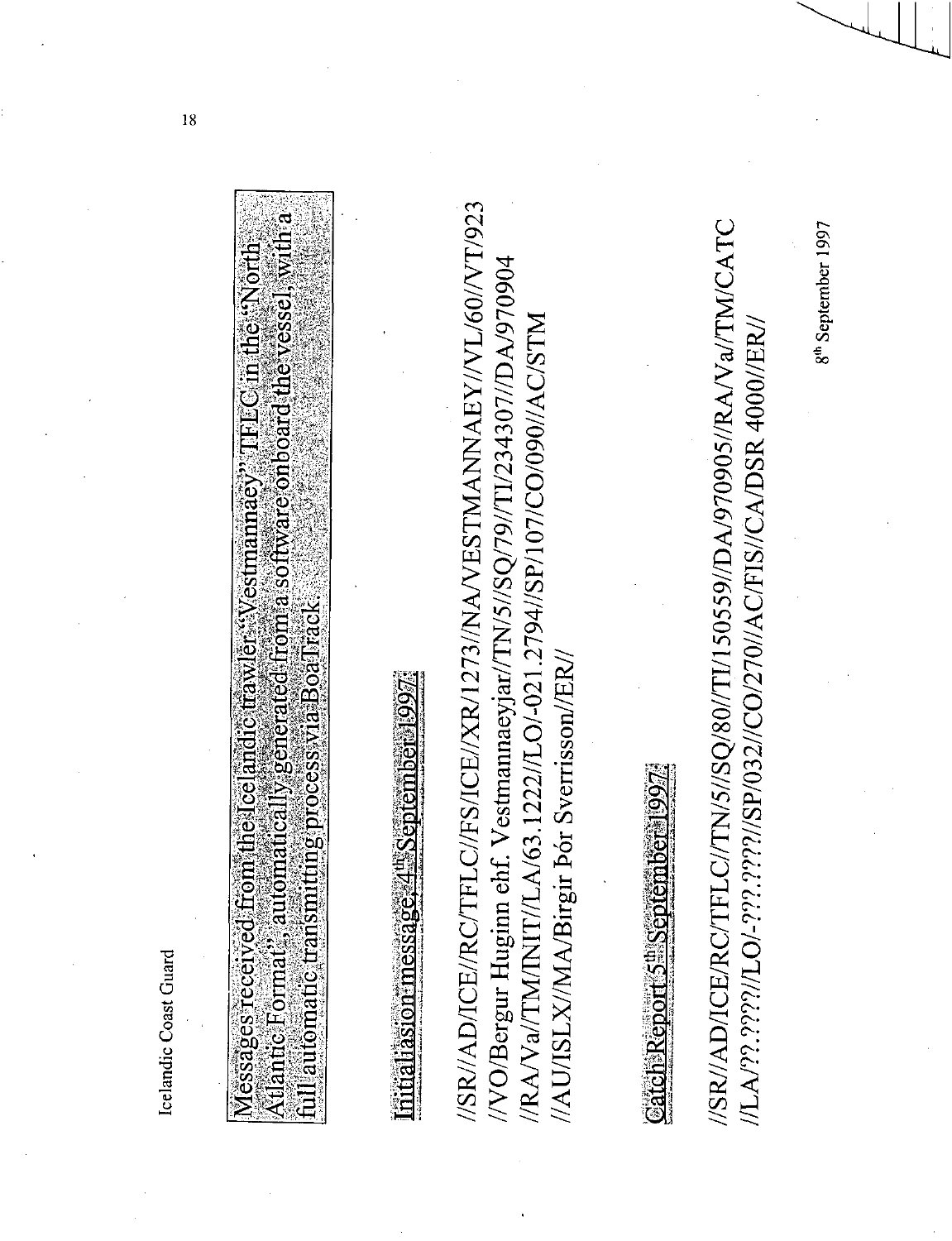Messages received from the Icelandic trawler "Vestmannaey" TFLC in the "North Atlantic Format", automatically generated from a software onboard the vessel, with a full automatic transmitting process via BoaTrack.

**Initialiasion message 4th September 1997:**

//SR//AD/ICE//RC/TFLC//FS/ICE//XR/1273//NA/VESTMANNAEY//VL/60//VT/923
//VO/Bergur Huginn ehf. Vestmannaeyjar//TN/5//SQ/79//TI/234307//DA/970904
//RA/Va//TM/INIT//LA/63.1222//LO/-021.2794//SP/107//CO/090//AC/STM
//AU/ISLX//MA/Birgir Þór Sverrisson//ER//

**Catch Report 5th September 1997:**

//SR//AD/ICE//RC/TFLC//TN/5//SQ/80//TI/150559//DA/970905//RA/Va//TM/CATC
//LA/??.????//LO/-???.????//SP/032//CO/270//AC/FIS//CA/DSR 4000//ER//

8th September 1997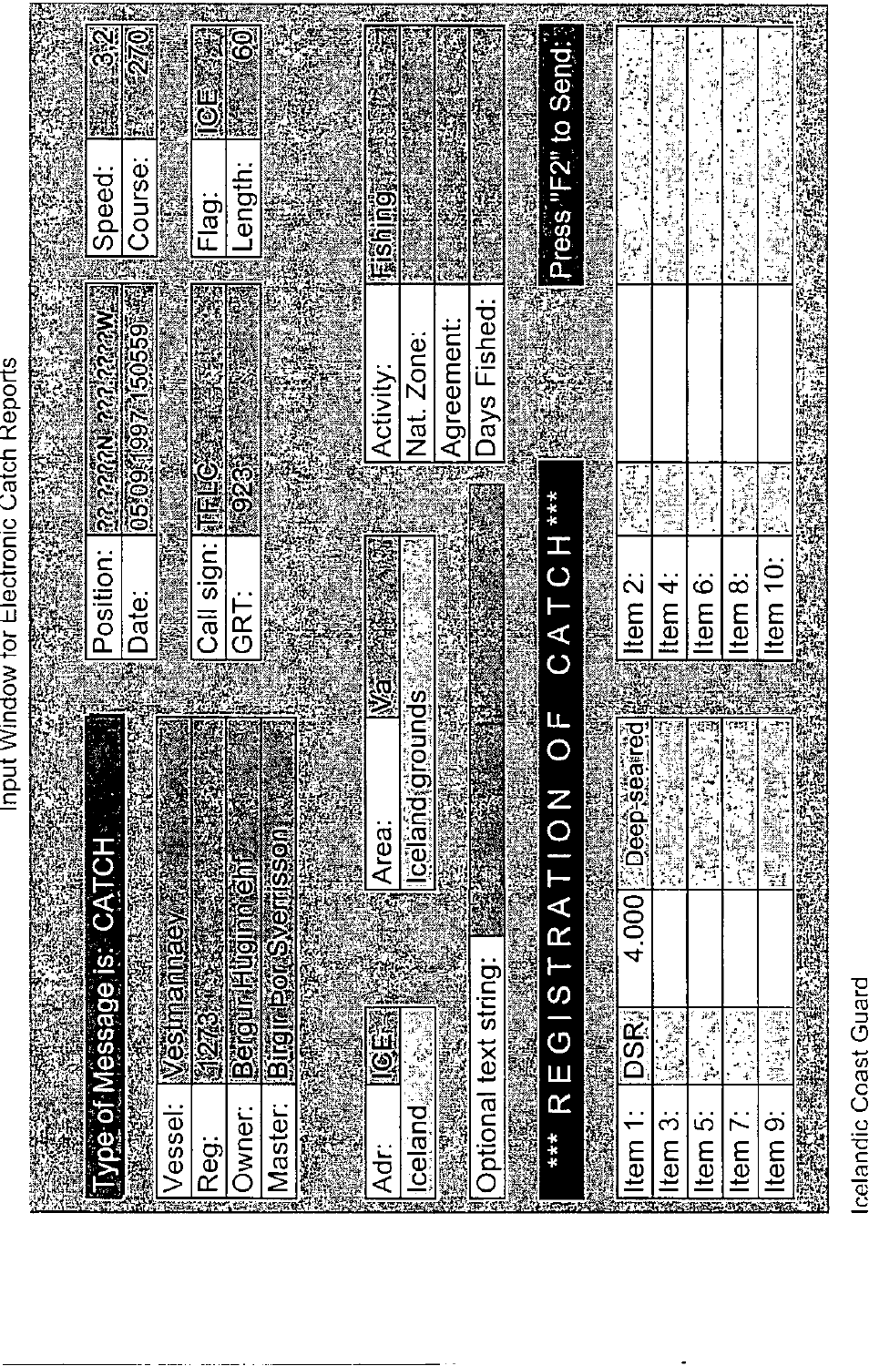Input Window for Electronic Catch Reports

| Type of Message is: CATCH | |
|---|---|
| Position: | ??.???N ??.???W |
| Date: | 05.09.1997 15055 |
| Speed: | 3.2 |
| Course: | 270 |

| | |
|---|---|
| Vessel: | Vestmannaey |
| Reg: | 1273 |
| Owner: | Bergur Huginn ehf |
| Master: | Birgir Þór Sverrisson |
| Call sign: | TFLC |
| GRT: | 923 |
| Flag: | ICE |
| Length: | 60 |

| | |
|---|---|
| Adr: | ICE |
| Iceland | |
| Area: | Va1 |
| Iceland grounds | |
| Activity: | Fishing |
| Nat. Zone: | |
| Agreement: | |
| Days Fished: | |

Optional text string:

Press "F2" to Send:

**\*\*\* REGISTRATION OF CATCH \*\*\***

| Item | Code | Quantity | Species | Item | Code | Quantity | Species |
|---|---|---|---|---|---|---|---|
| Item 1: | DSR | 4.000 | Deep-seared | Item 2: | | | |
| Item 3: | | | | Item 4: | | | |
| Item 5: | | | | Item 6: | | | |
| Item 7: | | | | Item 8: | | | |
| Item 9: | | | | Item 10: | | | |

Icelandic Coast Guard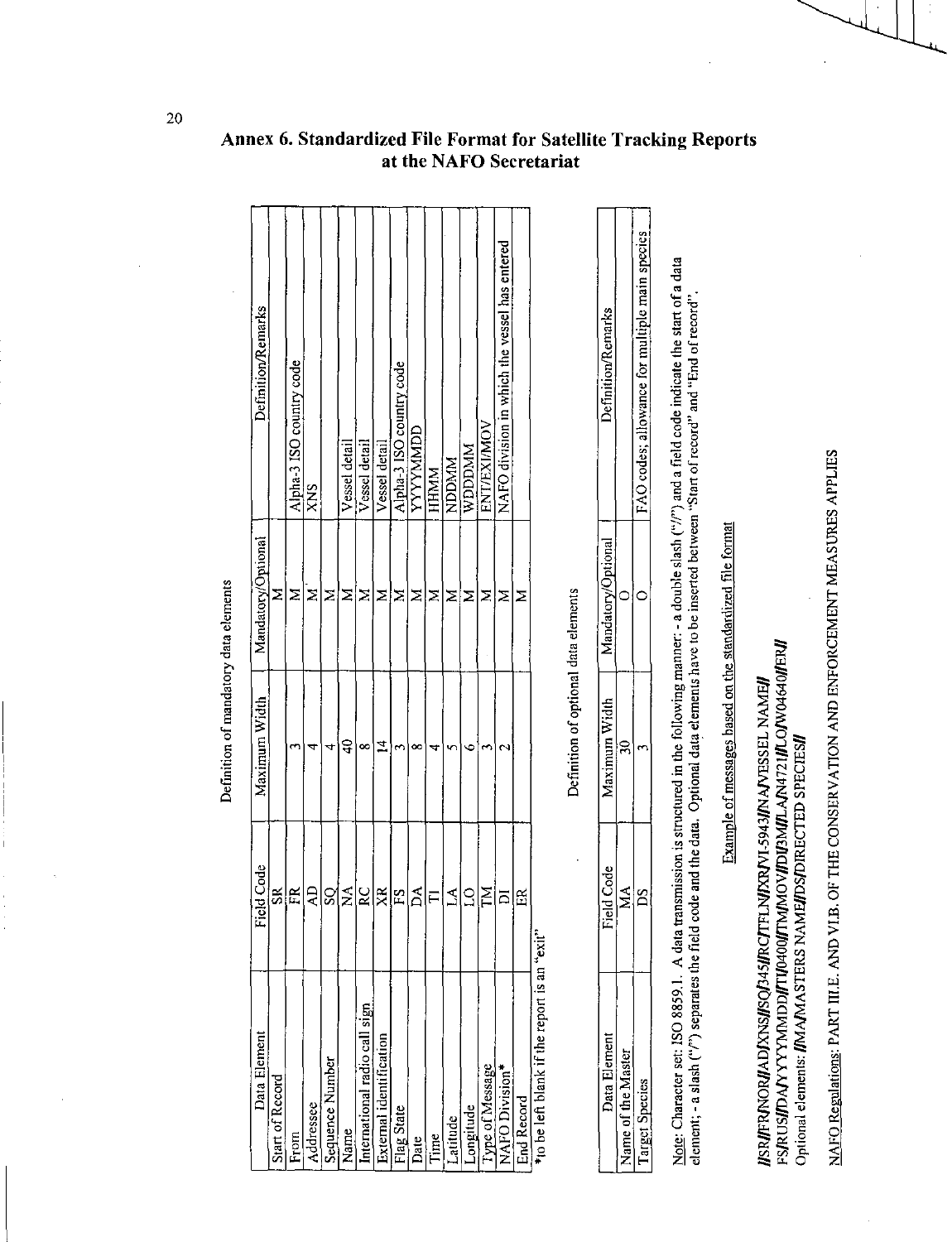# Annex 6. Standardized File Format for Satellite Tracking Reports at the NAFO Secretariat

Definition of mandatory data elements

| Data Element | Field Code | Maximum Width | Mandatory/Optional | Definition/Remarks |
|---|---|---|---|---|
| Start of Record | SR | | M | |
| From | FR | 3 | M | Alpha-3 ISO country code |
| Addressee | AD | 4 | M | XNS |
| Sequence Number | SQ | 4 | M | |
| Name | NA | 40 | M | Vessel detail |
| International radio call sign | RC | 8 | M | Vessel detail |
| External identification | XR | 14 | M | Vessel detail |
| Flag State | FS | 3 | M | Alpha-3 ISO country code |
| Date | DA | 8 | M | YYYYMMDD |
| Time | TI | 4 | M | HHMM |
| Latitude | LA | 5 | M | NDDMM |
| Longitude | LO | 6 | M | WDDDMM |
| Type of Message | TM | 3 | M | ENT/EXI/MOV |
| NAFO Division* | DI | 2 | M | NAFO division in which the vessel has entered |
| End Record | ER | | M | |

*to be left blank if the report is an "exit"

Definition of optional data elements

| Data Element | Field Code | Maximum Width | Mandatory/Optional | Definition/Remarks |
|---|---|---|---|---|
| Name of the Master | MA | 30 | O | |
| Target Species | DS | 3 | O | FAO codes; allowance for multiple main species |

Note: Character set: ISO 8859.1. A data transmission is structured in the following manner: - a double slash ("//") and a field code indicate the start of a data element; - a slash ("/") separates the field code and the data. Optional data elements have to be inserted between "Start of record" and "End of record".

Example of messages based on the standardized file format

**//SR//FR/NOR//AD/XNS//SQ/345//RC/TFLN//XR/VI-5943//NA/VESSEL NAME//**
**FS/RUS//DA/YYYYMMDD//TI/0400//TM/MOV//DI/3M//LA/N4721//LO/W04640//ER//**
Optional elements: **//MA/MASTERS NAME//DS/DIRECTED SPECIES//**

NAFO Regulations: PART III.E. AND VI.B. OF THE CONSERVATION AND ENFORCEMENT MEASURES APPLIES